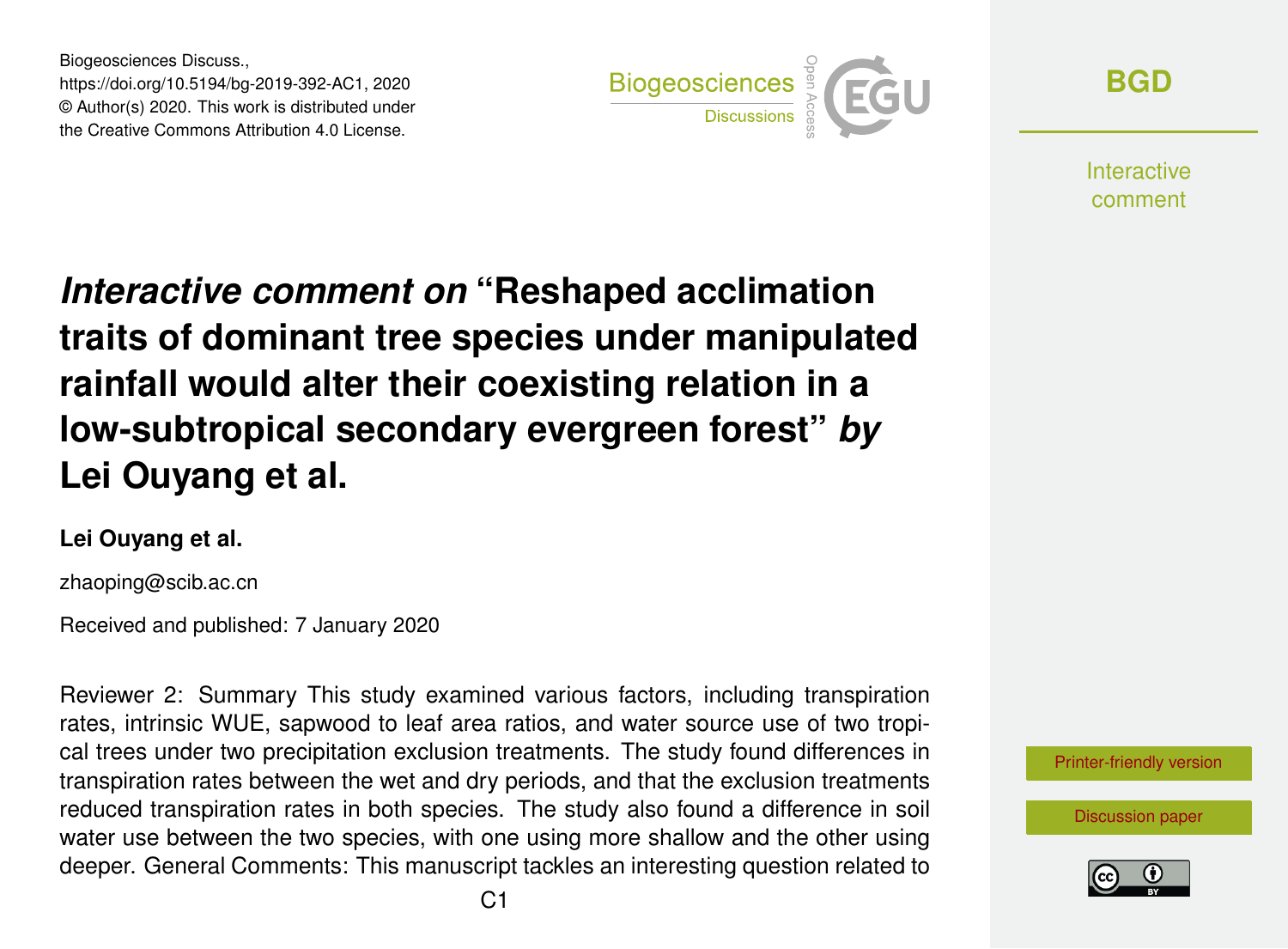Biogeosciences Discuss.,
https://doi.org/10.5194/bg-2019-392-AC1, 2020
© Author(s) 2020. This work is distributed under
the Creative Commons Attribution 4.0 License.

# *Interactive comment on* "Reshaped acclimation traits of dominant tree species under manipulated rainfall would alter their coexisting relation in a low-subtropical secondary evergreen forest" *by* Lei Ouyang et al.

**Lei Ouyang et al.**

zhaoping@scib.ac.cn

Received and published: 7 January 2020

Reviewer 2: Summary This study examined various factors, including transpiration rates, intrinsic WUE, sapwood to leaf area ratios, and water source use of two tropical trees under two precipitation exclusion treatments. The study found differences in transpiration rates between the wet and dry periods, and that the exclusion treatments reduced transpiration rates in both species. The study also found a difference in soil water use between the two species, with one using more shallow and the other using deeper. General Comments: This manuscript tackles an interesting question related to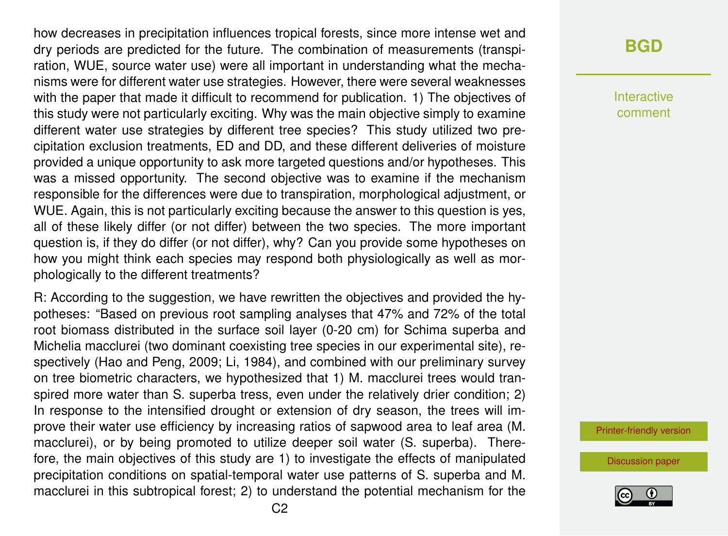how decreases in precipitation influences tropical forests, since more intense wet and dry periods are predicted for the future. The combination of measurements (transpiration, WUE, source water use) were all important in understanding what the mechanisms were for different water use strategies. However, there were several weaknesses with the paper that made it difficult to recommend for publication. 1) The objectives of this study were not particularly exciting. Why was the main objective simply to examine different water use strategies by different tree species? This study utilized two precipitation exclusion treatments, ED and DD, and these different deliveries of moisture provided a unique opportunity to ask more targeted questions and/or hypotheses. This was a missed opportunity. The second objective was to examine if the mechanism responsible for the differences were due to transpiration, morphological adjustment, or WUE. Again, this is not particularly exciting because the answer to this question is yes, all of these likely differ (or not differ) between the two species. The more important question is, if they do differ (or not differ), why? Can you provide some hypotheses on how you might think each species may respond both physiologically as well as morphologically to the different treatments?

R: According to the suggestion, we have rewritten the objectives and provided the hypotheses: "Based on previous root sampling analyses that 47% and 72% of the total root biomass distributed in the surface soil layer (0-20 cm) for Schima superba and Michelia macclurei (two dominant coexisting tree species in our experimental site), respectively (Hao and Peng, 2009; Li, 1984), and combined with our preliminary survey on tree biometric characters, we hypothesized that 1) M. macclurei trees would transpired more water than S. superba tress, even under the relatively drier condition; 2) In response to the intensified drought or extension of dry season, the trees will improve their water use efficiency by increasing ratios of sapwood area to leaf area (M. macclurei), or by being promoted to utilize deeper soil water (S. superba). Therefore, the main objectives of this study are 1) to investigate the effects of manipulated precipitation conditions on spatial-temporal water use patterns of S. superba and M. macclurei in this subtropical forest; 2) to understand the potential mechanism for the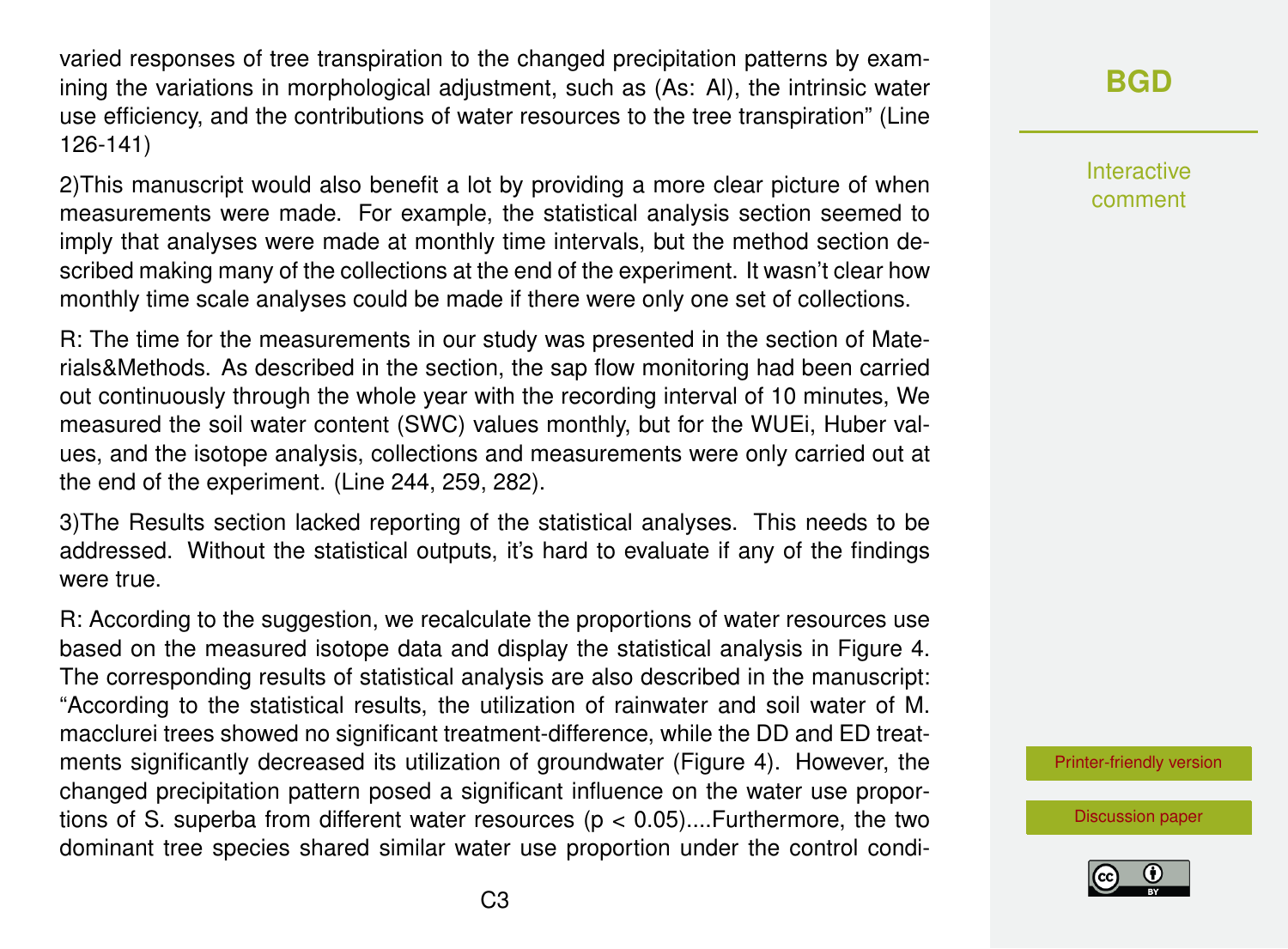varied responses of tree transpiration to the changed precipitation patterns by examining the variations in morphological adjustment, such as (As: Al), the intrinsic water use efficiency, and the contributions of water resources to the tree transpiration" (Line 126-141)

2)This manuscript would also benefit a lot by providing a more clear picture of when measurements were made. For example, the statistical analysis section seemed to imply that analyses were made at monthly time intervals, but the method section described making many of the collections at the end of the experiment. It wasn't clear how monthly time scale analyses could be made if there were only one set of collections.

R: The time for the measurements in our study was presented in the section of Materials&Methods. As described in the section, the sap flow monitoring had been carried out continuously through the whole year with the recording interval of 10 minutes, We measured the soil water content (SWC) values monthly, but for the WUEi, Huber values, and the isotope analysis, collections and measurements were only carried out at the end of the experiment. (Line 244, 259, 282).

3)The Results section lacked reporting of the statistical analyses. This needs to be addressed. Without the statistical outputs, it's hard to evaluate if any of the findings were true.

R: According to the suggestion, we recalculate the proportions of water resources use based on the measured isotope data and display the statistical analysis in Figure 4. The corresponding results of statistical analysis are also described in the manuscript: "According to the statistical results, the utilization of rainwater and soil water of M. macclurei trees showed no significant treatment-difference, while the DD and ED treatments significantly decreased its utilization of groundwater (Figure 4). However, the changed precipitation pattern posed a significant influence on the water use proportions of S. superba from different water resources ($p < 0.05$)....Furthermore, the two dominant tree species shared similar water use proportion under the control condi-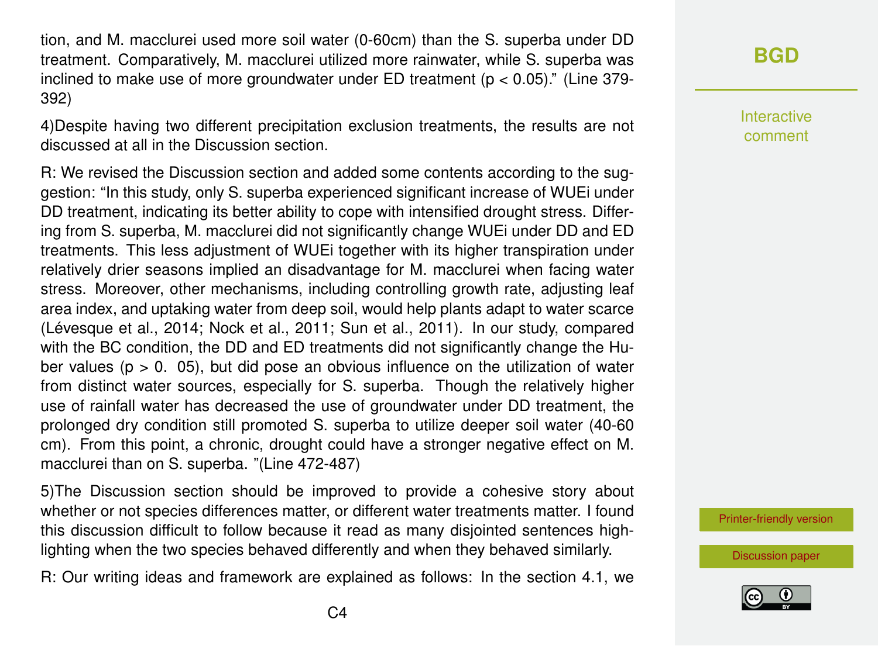tion, and M. macclurei used more soil water (0-60cm) than the S. superba under DD treatment. Comparatively, M. macclurei utilized more rainwater, while S. superba was inclined to make use of more groundwater under ED treatment ($p < 0.05$)." (Line 379-392)

4)Despite having two different precipitation exclusion treatments, the results are not discussed at all in the Discussion section.

R: We revised the Discussion section and added some contents according to the suggestion: "In this study, only S. superba experienced significant increase of WUEi under DD treatment, indicating its better ability to cope with intensified drought stress. Differing from S. superba, M. macclurei did not significantly change WUEi under DD and ED treatments. This less adjustment of WUEi together with its higher transpiration under relatively drier seasons implied an disadvantage for M. macclurei when facing water stress. Moreover, other mechanisms, including controlling growth rate, adjusting leaf area index, and uptaking water from deep soil, would help plants adapt to water scarce (Lévesque et al., 2014; Nock et al., 2011; Sun et al., 2011). In our study, compared with the BC condition, the DD and ED treatments did not significantly change the Huber values ($p > 0.05$), but did pose an obvious influence on the utilization of water from distinct water sources, especially for S. superba. Though the relatively higher use of rainfall water has decreased the use of groundwater under DD treatment, the prolonged dry condition still promoted S. superba to utilize deeper soil water (40-60 cm). From this point, a chronic, drought could have a stronger negative effect on M. macclurei than on S. superba. "(Line 472-487)

5)The Discussion section should be improved to provide a cohesive story about whether or not species differences matter, or different water treatments matter. I found this discussion difficult to follow because it read as many disjointed sentences highlighting when the two species behaved differently and when they behaved similarly.

R: Our writing ideas and framework are explained as follows: In the section 4.1, we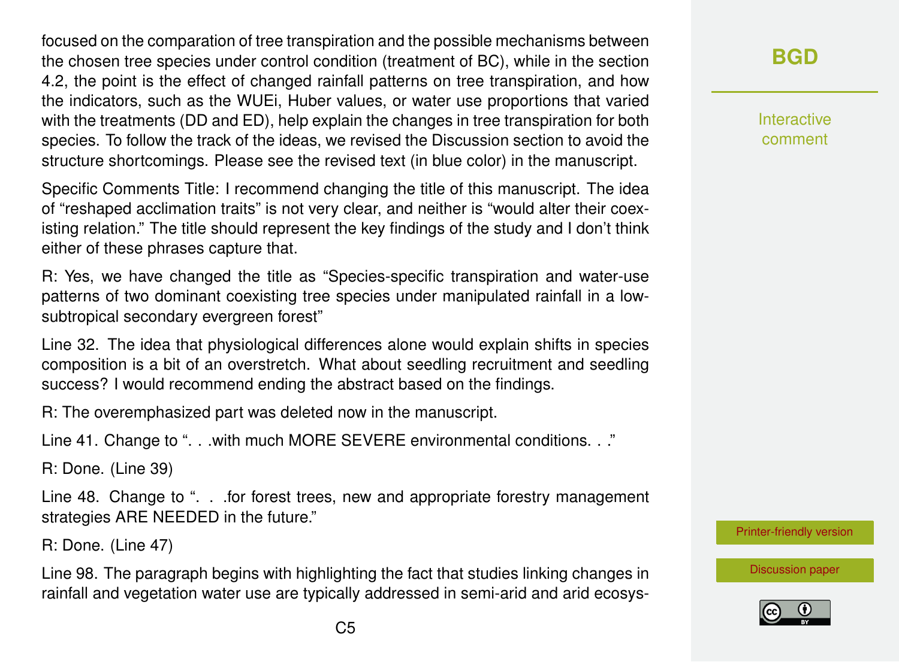focused on the comparation of tree transpiration and the possible mechanisms between the chosen tree species under control condition (treatment of BC), while in the section 4.2, the point is the effect of changed rainfall patterns on tree transpiration, and how the indicators, such as the WUEi, Huber values, or water use proportions that varied with the treatments (DD and ED), help explain the changes in tree transpiration for both species. To follow the track of the ideas, we revised the Discussion section to avoid the structure shortcomings. Please see the revised text (in blue color) in the manuscript.

Specific Comments Title: I recommend changing the title of this manuscript. The idea of "reshaped acclimation traits" is not very clear, and neither is "would alter their coexisting relation." The title should represent the key findings of the study and I don't think either of these phrases capture that.

R: Yes, we have changed the title as "Species-specific transpiration and water-use patterns of two dominant coexisting tree species under manipulated rainfall in a low-subtropical secondary evergreen forest"

Line 32. The idea that physiological differences alone would explain shifts in species composition is a bit of an overstretch. What about seedling recruitment and seedling success? I would recommend ending the abstract based on the findings.

R: The overemphasized part was deleted now in the manuscript.

Line 41. Change to ". . .with much MORE SEVERE environmental conditions. . ."

R: Done. (Line 39)

Line 48. Change to ". . .for forest trees, new and appropriate forestry management strategies ARE NEEDED in the future."

R: Done. (Line 47)

Line 98. The paragraph begins with highlighting the fact that studies linking changes in rainfall and vegetation water use are typically addressed in semi-arid and arid ecosys-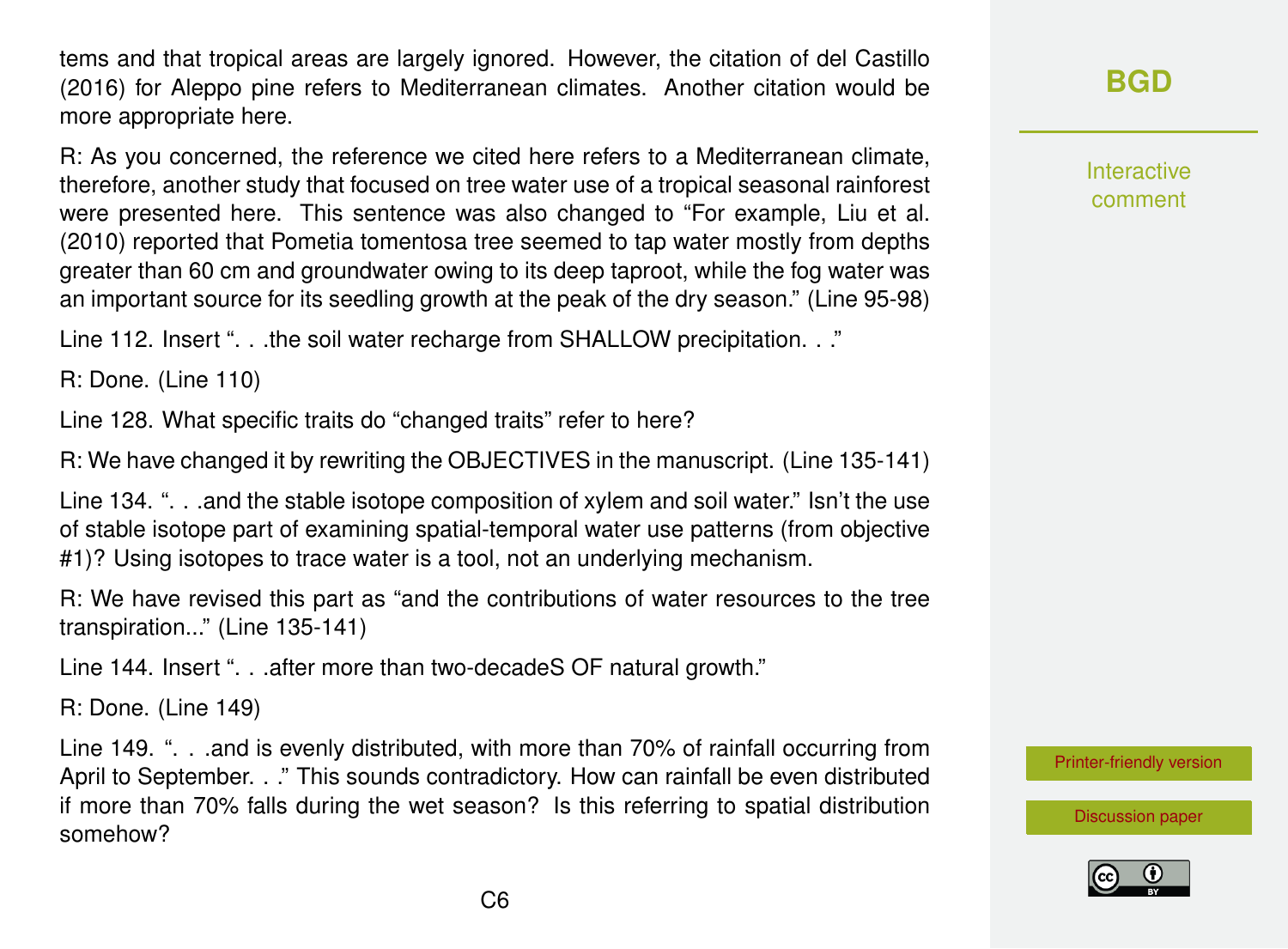tems and that tropical areas are largely ignored. However, the citation of del Castillo (2016) for Aleppo pine refers to Mediterranean climates. Another citation would be more appropriate here.

R: As you concerned, the reference we cited here refers to a Mediterranean climate, therefore, another study that focused on tree water use of a tropical seasonal rainforest were presented here. This sentence was also changed to "For example, Liu et al. (2010) reported that Pometia tomentosa tree seemed to tap water mostly from depths greater than 60 cm and groundwater owing to its deep taproot, while the fog water was an important source for its seedling growth at the peak of the dry season." (Line 95-98)

Line 112. Insert ". . .the soil water recharge from SHALLOW precipitation. . ."

R: Done. (Line 110)

Line 128. What specific traits do "changed traits" refer to here?

R: We have changed it by rewriting the OBJECTIVES in the manuscript. (Line 135-141)

Line 134. ". . .and the stable isotope composition of xylem and soil water." Isn't the use of stable isotope part of examining spatial-temporal water use patterns (from objective #1)? Using isotopes to trace water is a tool, not an underlying mechanism.

R: We have revised this part as "and the contributions of water resources to the tree transpiration..." (Line 135-141)

Line 144. Insert ". . .after more than two-decadeS OF natural growth."

R: Done. (Line 149)

Line 149. ". . .and is evenly distributed, with more than 70% of rainfall occurring from April to September. . ." This sounds contradictory. How can rainfall be even distributed if more than 70% falls during the wet season? Is this referring to spatial distribution somehow?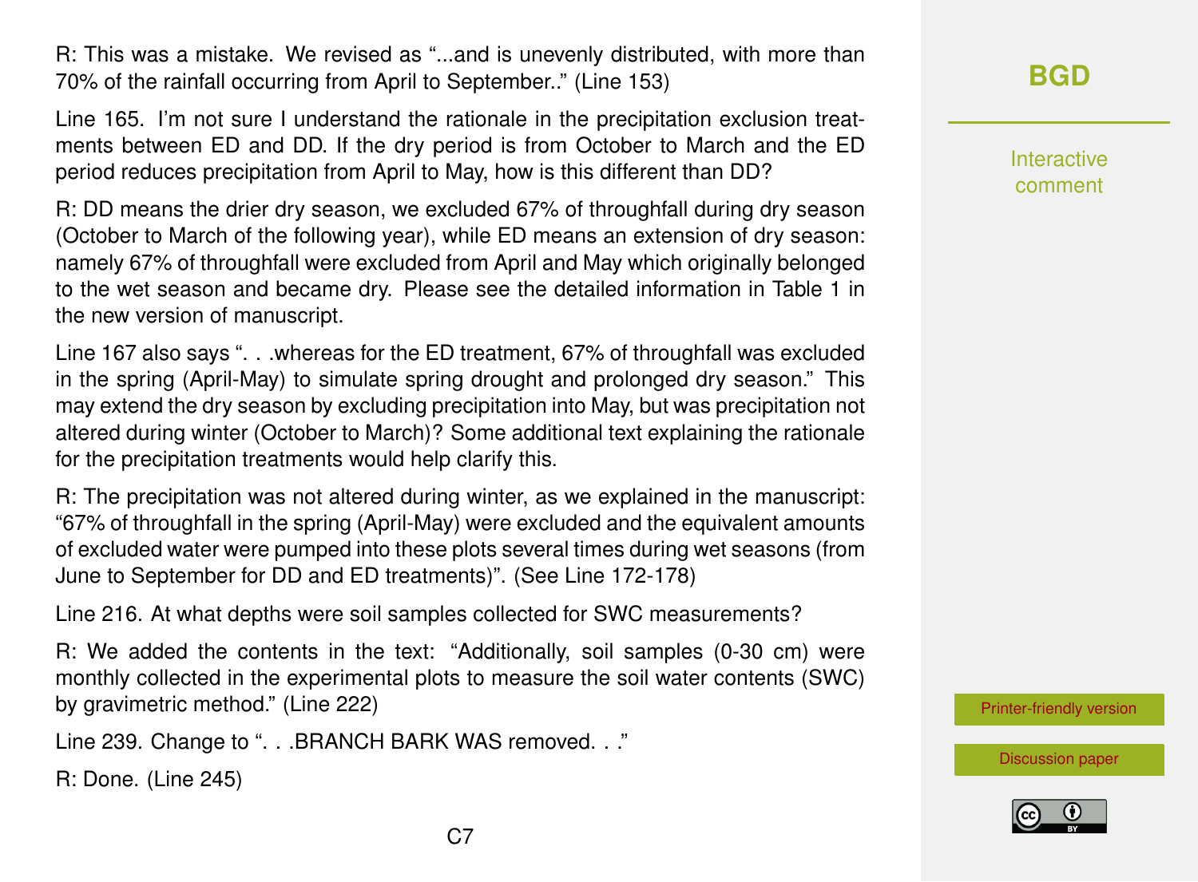R: This was a mistake. We revised as "...and is unevenly distributed, with more than 70% of the rainfall occurring from April to September.." (Line 153)

Line 165. I'm not sure I understand the rationale in the precipitation exclusion treatments between ED and DD. If the dry period is from October to March and the ED period reduces precipitation from April to May, how is this different than DD?

R: DD means the drier dry season, we excluded 67% of throughfall during dry season (October to March of the following year), while ED means an extension of dry season: namely 67% of throughfall were excluded from April and May which originally belonged to the wet season and became dry. Please see the detailed information in Table 1 in the new version of manuscript.

Line 167 also says ". . .whereas for the ED treatment, 67% of throughfall was excluded in the spring (April-May) to simulate spring drought and prolonged dry season." This may extend the dry season by excluding precipitation into May, but was precipitation not altered during winter (October to March)? Some additional text explaining the rationale for the precipitation treatments would help clarify this.

R: The precipitation was not altered during winter, as we explained in the manuscript: "67% of throughfall in the spring (April-May) were excluded and the equivalent amounts of excluded water were pumped into these plots several times during wet seasons (from June to September for DD and ED treatments)". (See Line 172-178)

Line 216. At what depths were soil samples collected for SWC measurements?

R: We added the contents in the text: "Additionally, soil samples (0-30 cm) were monthly collected in the experimental plots to measure the soil water contents (SWC) by gravimetric method." (Line 222)

Line 239. Change to ". . .BRANCH BARK WAS removed. . ."

R: Done. (Line 245)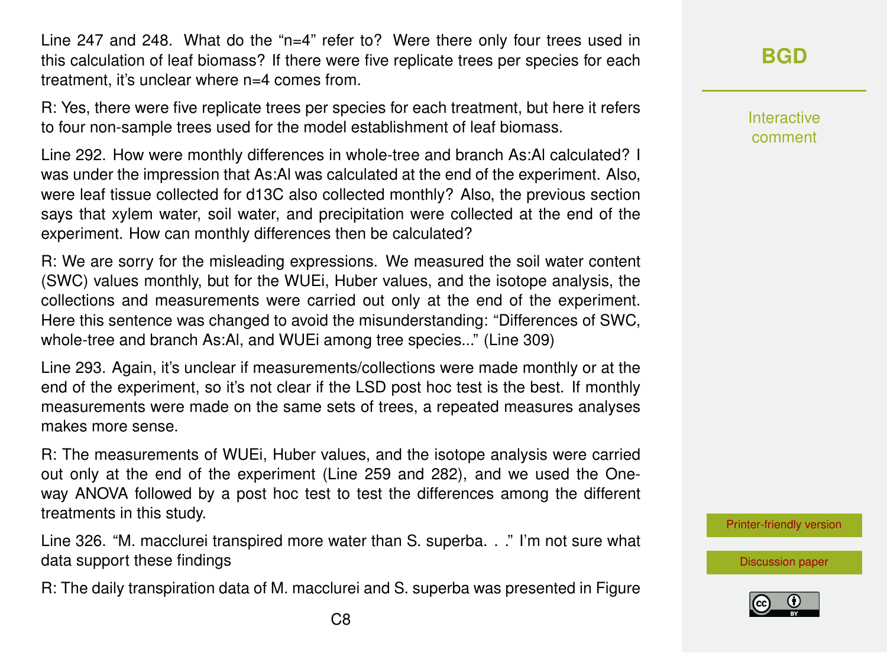Line 247 and 248. What do the “n=4” refer to? Were there only four trees used in this calculation of leaf biomass? If there were five replicate trees per species for each treatment, it’s unclear where n=4 comes from.

R: Yes, there were five replicate trees per species for each treatment, but here it refers to four non-sample trees used for the model establishment of leaf biomass.

Line 292. How were monthly differences in whole-tree and branch As:Al calculated? I was under the impression that As:Al was calculated at the end of the experiment. Also, were leaf tissue collected for d13C also collected monthly? Also, the previous section says that xylem water, soil water, and precipitation were collected at the end of the experiment. How can monthly differences then be calculated?

R: We are sorry for the misleading expressions. We measured the soil water content (SWC) values monthly, but for the WUEi, Huber values, and the isotope analysis, the collections and measurements were carried out only at the end of the experiment. Here this sentence was changed to avoid the misunderstanding: “Differences of SWC, whole-tree and branch As:Al, and WUEi among tree species...” (Line 309)

Line 293. Again, it’s unclear if measurements/collections were made monthly or at the end of the experiment, so it’s not clear if the LSD post hoc test is the best. If monthly measurements were made on the same sets of trees, a repeated measures analyses makes more sense.

R: The measurements of WUEi, Huber values, and the isotope analysis were carried out only at the end of the experiment (Line 259 and 282), and we used the One-way ANOVA followed by a post hoc test to test the differences among the different treatments in this study.

Line 326. “M. macclurei transpired more water than S. superba. . .” I’m not sure what data support these findings

R: The daily transpiration data of M. macclurei and S. superba was presented in Figure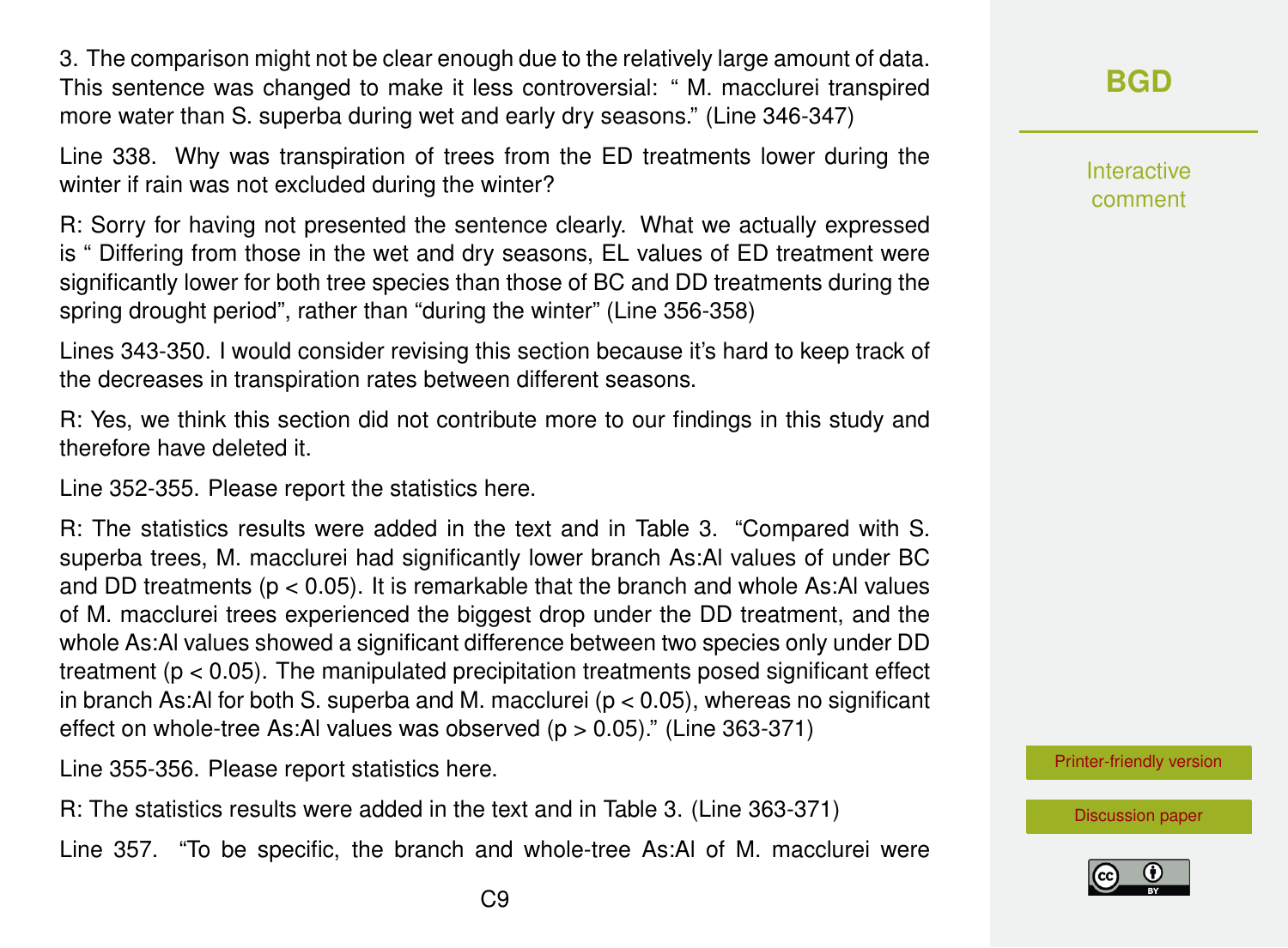3. The comparison might not be clear enough due to the relatively large amount of data. This sentence was changed to make it less controversial: " M. macclurei transpired more water than S. superba during wet and early dry seasons." (Line 346-347)

Line 338. Why was transpiration of trees from the ED treatments lower during the winter if rain was not excluded during the winter?

R: Sorry for having not presented the sentence clearly. What we actually expressed is " Differing from those in the wet and dry seasons, EL values of ED treatment were significantly lower for both tree species than those of BC and DD treatments during the spring drought period", rather than "during the winter" (Line 356-358)

Lines 343-350. I would consider revising this section because it's hard to keep track of the decreases in transpiration rates between different seasons.

R: Yes, we think this section did not contribute more to our findings in this study and therefore have deleted it.

Line 352-355. Please report the statistics here.

R: The statistics results were added in the text and in Table 3. "Compared with S. superba trees, M. macclurei had significantly lower branch As:Al values of under BC and DD treatments ($p < 0.05$). It is remarkable that the branch and whole As:Al values of M. macclurei trees experienced the biggest drop under the DD treatment, and the whole As:Al values showed a significant difference between two species only under DD treatment ($p < 0.05$). The manipulated precipitation treatments posed significant effect in branch As:Al for both S. superba and M. macclurei ($p < 0.05$), whereas no significant effect on whole-tree As:Al values was observed ($p > 0.05$)." (Line 363-371)

Line 355-356. Please report statistics here.

R: The statistics results were added in the text and in Table 3. (Line 363-371)

Line 357. "To be specific, the branch and whole-tree As:Al of M. macclurei were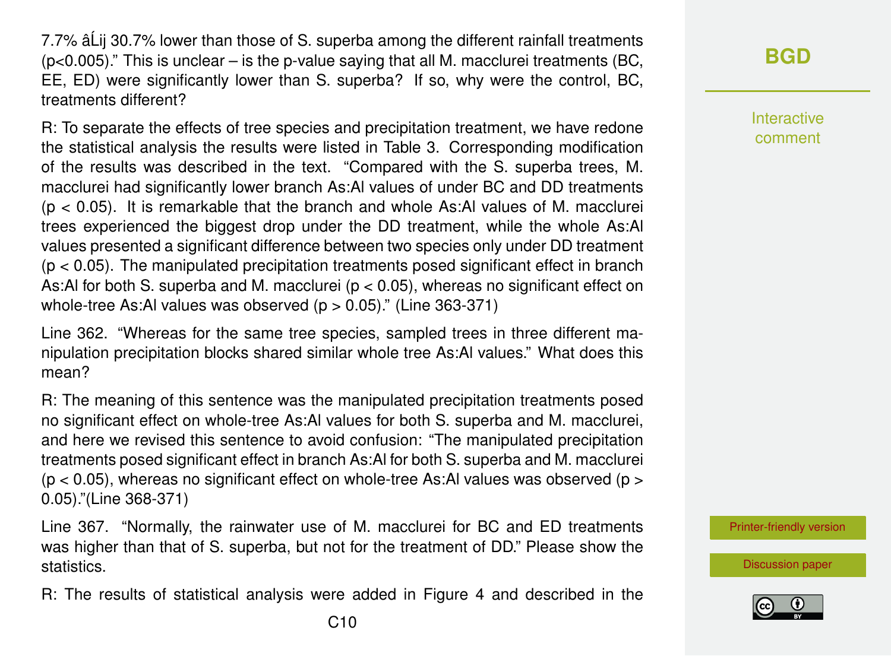7.7% âĹij 30.7% lower than those of S. superba among the different rainfall treatments ($p<0.005$)." This is unclear – is the p-value saying that all M. macclurei treatments (BC, EE, ED) were significantly lower than S. superba? If so, why were the control, BC, treatments different?

R: To separate the effects of tree species and precipitation treatment, we have redone the statistical analysis the results were listed in Table 3. Corresponding modification of the results was described in the text. "Compared with the S. superba trees, M. macclurei had significantly lower branch As:Al values of under BC and DD treatments ($p < 0.05$). It is remarkable that the branch and whole As:Al values of M. macclurei trees experienced the biggest drop under the DD treatment, while the whole As:Al values presented a significant difference between two species only under DD treatment ($p < 0.05$). The manipulated precipitation treatments posed significant effect in branch As:Al for both S. superba and M. macclurei ($p < 0.05$), whereas no significant effect on whole-tree As:Al values was observed ($p > 0.05$)." (Line 363-371)

Line 362. "Whereas for the same tree species, sampled trees in three different manipulation precipitation blocks shared similar whole tree As:Al values." What does this mean?

R: The meaning of this sentence was the manipulated precipitation treatments posed no significant effect on whole-tree As:Al values for both S. superba and M. macclurei, and here we revised this sentence to avoid confusion: "The manipulated precipitation treatments posed significant effect in branch As:Al for both S. superba and M. macclurei ($p < 0.05$), whereas no significant effect on whole-tree As:Al values was observed ($p > 0.05$)."(Line 368-371)

Line 367. "Normally, the rainwater use of M. macclurei for BC and ED treatments was higher than that of S. superba, but not for the treatment of DD." Please show the statistics.

R: The results of statistical analysis were added in Figure 4 and described in the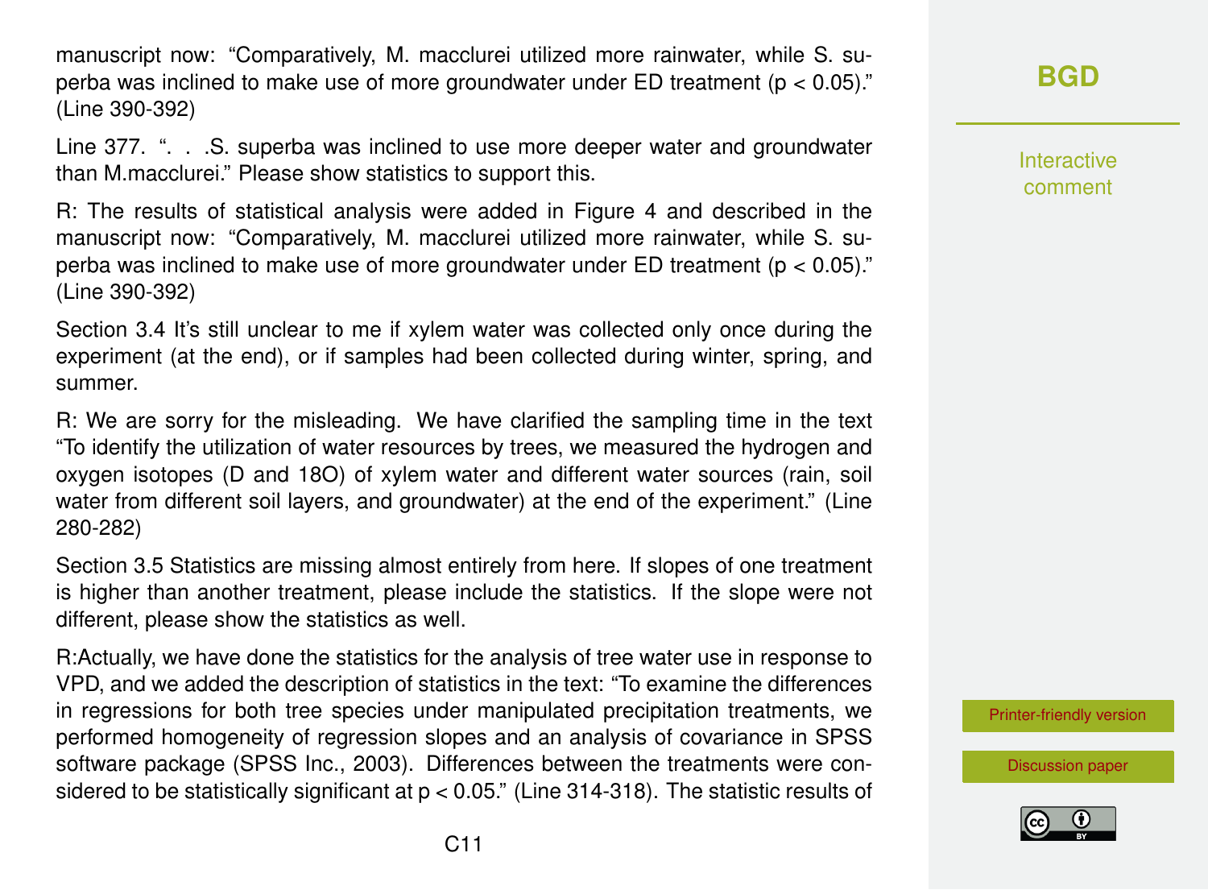manuscript now: "Comparatively, M. macclurei utilized more rainwater, while S. superba was inclined to make use of more groundwater under ED treatment ($p < 0.05$)." (Line 390-392)

Line 377. ". . .S. superba was inclined to use more deeper water and groundwater than M.macclurei." Please show statistics to support this.

R: The results of statistical analysis were added in Figure 4 and described in the manuscript now: "Comparatively, M. macclurei utilized more rainwater, while S. superba was inclined to make use of more groundwater under ED treatment ($p < 0.05$)." (Line 390-392)

Section 3.4 It's still unclear to me if xylem water was collected only once during the experiment (at the end), or if samples had been collected during winter, spring, and summer.

R: We are sorry for the misleading. We have clarified the sampling time in the text "To identify the utilization of water resources by trees, we measured the hydrogen and oxygen isotopes (D and 18O) of xylem water and different water sources (rain, soil water from different soil layers, and groundwater) at the end of the experiment." (Line 280-282)

Section 3.5 Statistics are missing almost entirely from here. If slopes of one treatment is higher than another treatment, please include the statistics. If the slope were not different, please show the statistics as well.

R:Actually, we have done the statistics for the analysis of tree water use in response to VPD, and we added the description of statistics in the text: "To examine the differences in regressions for both tree species under manipulated precipitation treatments, we performed homogeneity of regression slopes and an analysis of covariance in SPSS software package (SPSS Inc., 2003). Differences between the treatments were considered to be statistically significant at $p < 0.05$." (Line 314-318). The statistic results of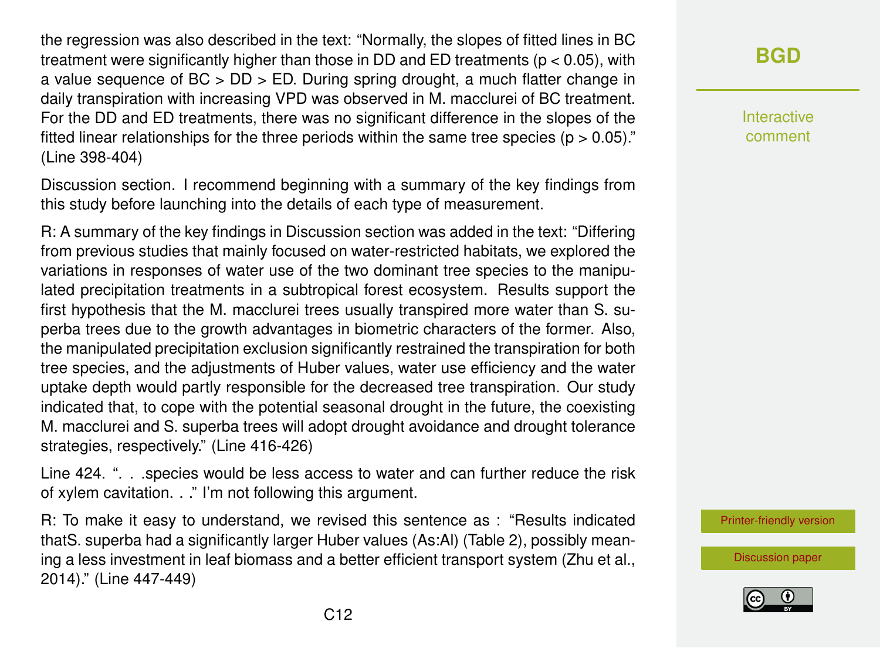the regression was also described in the text: "Normally, the slopes of fitted lines in BC treatment were significantly higher than those in DD and ED treatments ($p < 0.05$), with a value sequence of BC > DD > ED. During spring drought, a much flatter change in daily transpiration with increasing VPD was observed in M. macclurei of BC treatment. For the DD and ED treatments, there was no significant difference in the slopes of the fitted linear relationships for the three periods within the same tree species ($p > 0.05$)." (Line 398-404)

Discussion section. I recommend beginning with a summary of the key findings from this study before launching into the details of each type of measurement.

R: A summary of the key findings in Discussion section was added in the text: "Differing from previous studies that mainly focused on water-restricted habitats, we explored the variations in responses of water use of the two dominant tree species to the manipulated precipitation treatments in a subtropical forest ecosystem. Results support the first hypothesis that the M. macclurei trees usually transpired more water than S. superba trees due to the growth advantages in biometric characters of the former. Also, the manipulated precipitation exclusion significantly restrained the transpiration for both tree species, and the adjustments of Huber values, water use efficiency and the water uptake depth would partly responsible for the decreased tree transpiration. Our study indicated that, to cope with the potential seasonal drought in the future, the coexisting M. macclurei and S. superba trees will adopt drought avoidance and drought tolerance strategies, respectively." (Line 416-426)

Line 424. ". . .species would be less access to water and can further reduce the risk of xylem cavitation. . ." I'm not following this argument.

R: To make it easy to understand, we revised this sentence as : "Results indicated thatS. superba had a significantly larger Huber values (As:Al) (Table 2), possibly meaning a less investment in leaf biomass and a better efficient transport system (Zhu et al., 2014)." (Line 447-449)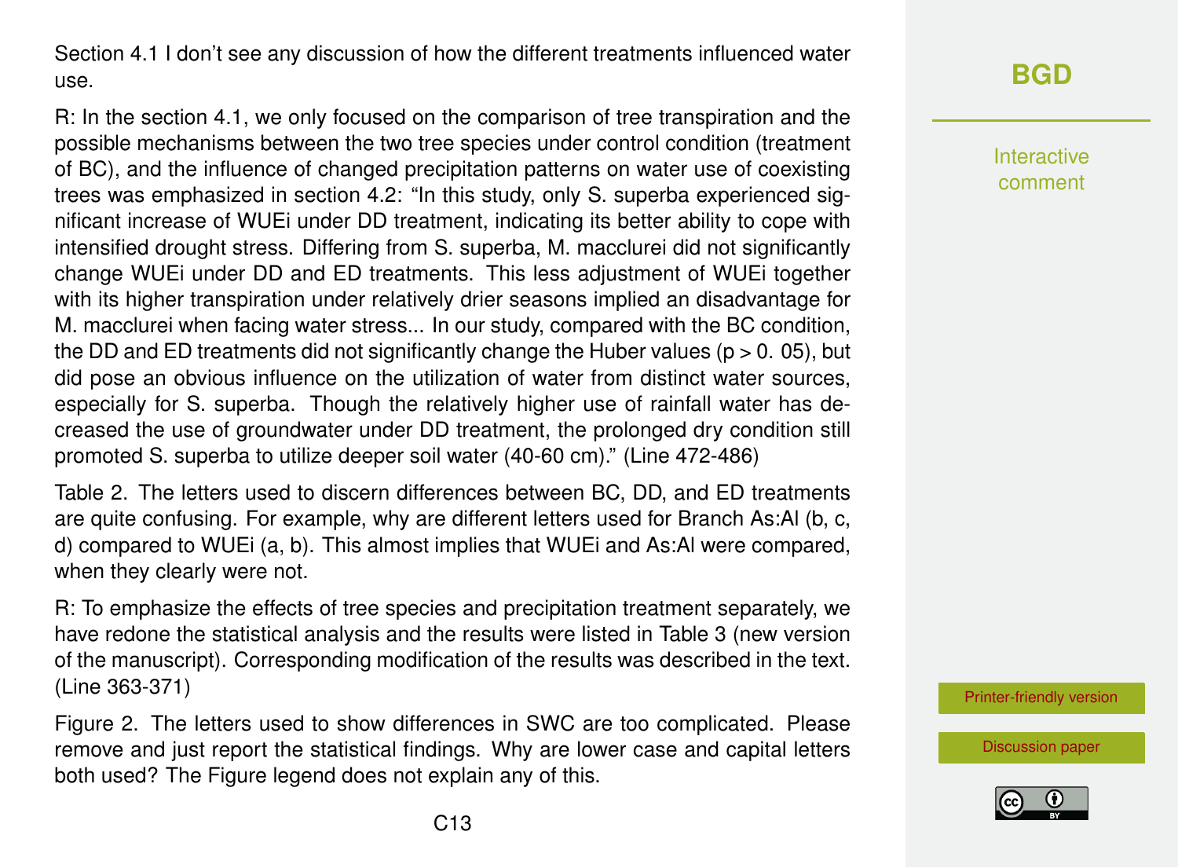Section 4.1 I don't see any discussion of how the different treatments influenced water use.

R: In the section 4.1, we only focused on the comparison of tree transpiration and the possible mechanisms between the two tree species under control condition (treatment of BC), and the influence of changed precipitation patterns on water use of coexisting trees was emphasized in section 4.2: "In this study, only S. superba experienced significant increase of WUEi under DD treatment, indicating its better ability to cope with intensified drought stress. Differing from S. superba, M. macclurei did not significantly change WUEi under DD and ED treatments. This less adjustment of WUEi together with its higher transpiration under relatively drier seasons implied an disadvantage for M. macclurei when facing water stress... In our study, compared with the BC condition, the DD and ED treatments did not significantly change the Huber values ($p > 0.05$), but did pose an obvious influence on the utilization of water from distinct water sources, especially for S. superba. Though the relatively higher use of rainfall water has decreased the use of groundwater under DD treatment, the prolonged dry condition still promoted S. superba to utilize deeper soil water (40-60 cm)." (Line 472-486)

Table 2. The letters used to discern differences between BC, DD, and ED treatments are quite confusing. For example, why are different letters used for Branch As:Al (b, c, d) compared to WUEi (a, b). This almost implies that WUEi and As:Al were compared, when they clearly were not.

R: To emphasize the effects of tree species and precipitation treatment separately, we have redone the statistical analysis and the results were listed in Table 3 (new version of the manuscript). Corresponding modification of the results was described in the text. (Line 363-371)

Figure 2. The letters used to show differences in SWC are too complicated. Please remove and just report the statistical findings. Why are lower case and capital letters both used? The Figure legend does not explain any of this.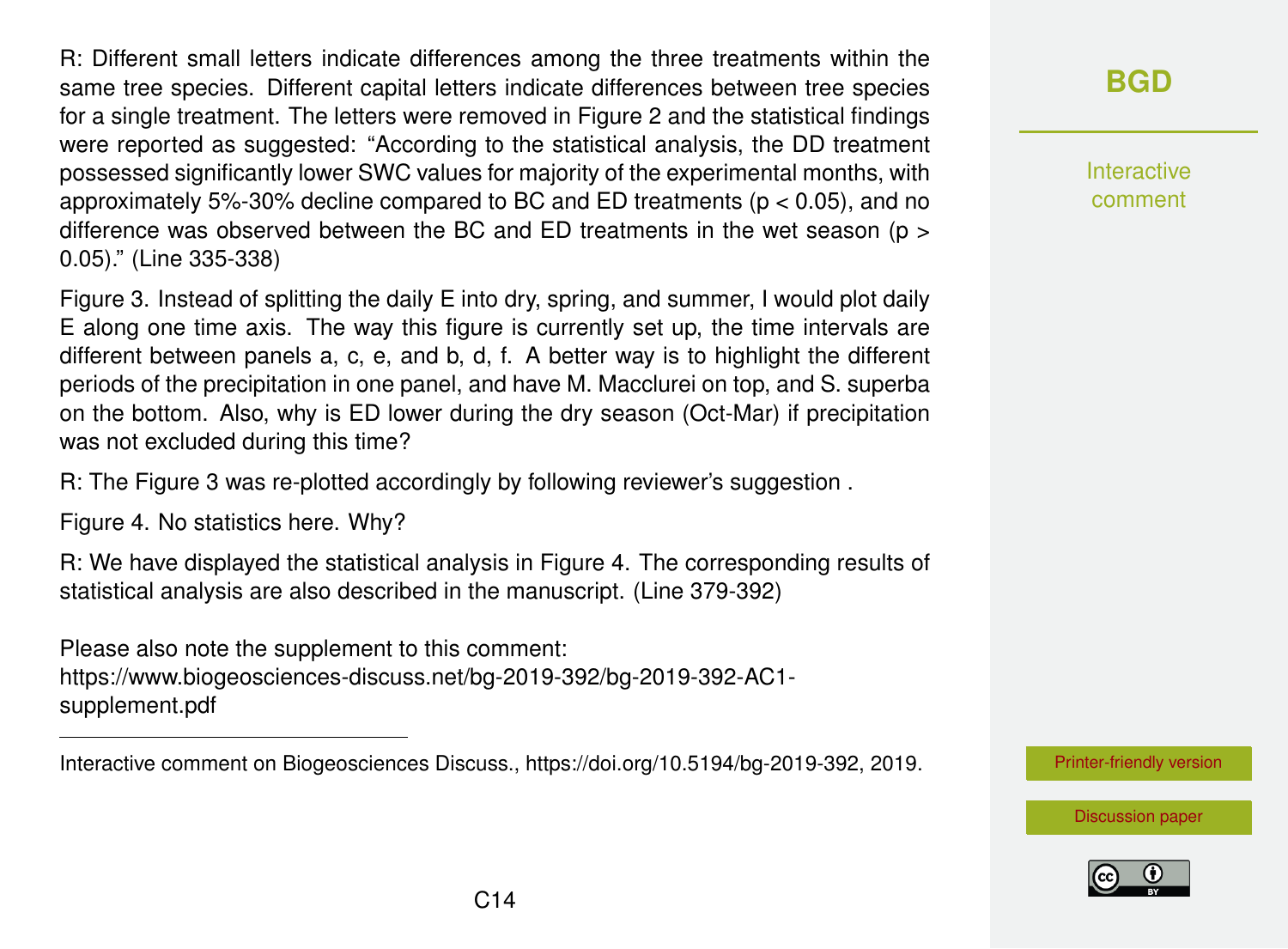R: Different small letters indicate differences among the three treatments within the same tree species. Different capital letters indicate differences between tree species for a single treatment. The letters were removed in Figure 2 and the statistical findings were reported as suggested: "According to the statistical analysis, the DD treatment possessed significantly lower SWC values for majority of the experimental months, with approximately 5%-30% decline compared to BC and ED treatments ($p < 0.05$), and no difference was observed between the BC and ED treatments in the wet season ($p > 0.05$)." (Line 335-338)

Figure 3. Instead of splitting the daily E into dry, spring, and summer, I would plot daily E along one time axis. The way this figure is currently set up, the time intervals are different between panels a, c, e, and b, d, f. A better way is to highlight the different periods of the precipitation in one panel, and have M. Macclurei on top, and S. superba on the bottom. Also, why is ED lower during the dry season (Oct-Mar) if precipitation was not excluded during this time?

R: The Figure 3 was re-plotted accordingly by following reviewer's suggestion .

Figure 4. No statistics here. Why?

R: We have displayed the statistical analysis in Figure 4. The corresponding results of statistical analysis are also described in the manuscript. (Line 379-392)

Please also note the supplement to this comment:
https://www.biogeosciences-discuss.net/bg-2019-392/bg-2019-392-AC1-supplement.pdf

---

Interactive comment on Biogeosciences Discuss., https://doi.org/10.5194/bg-2019-392, 2019.